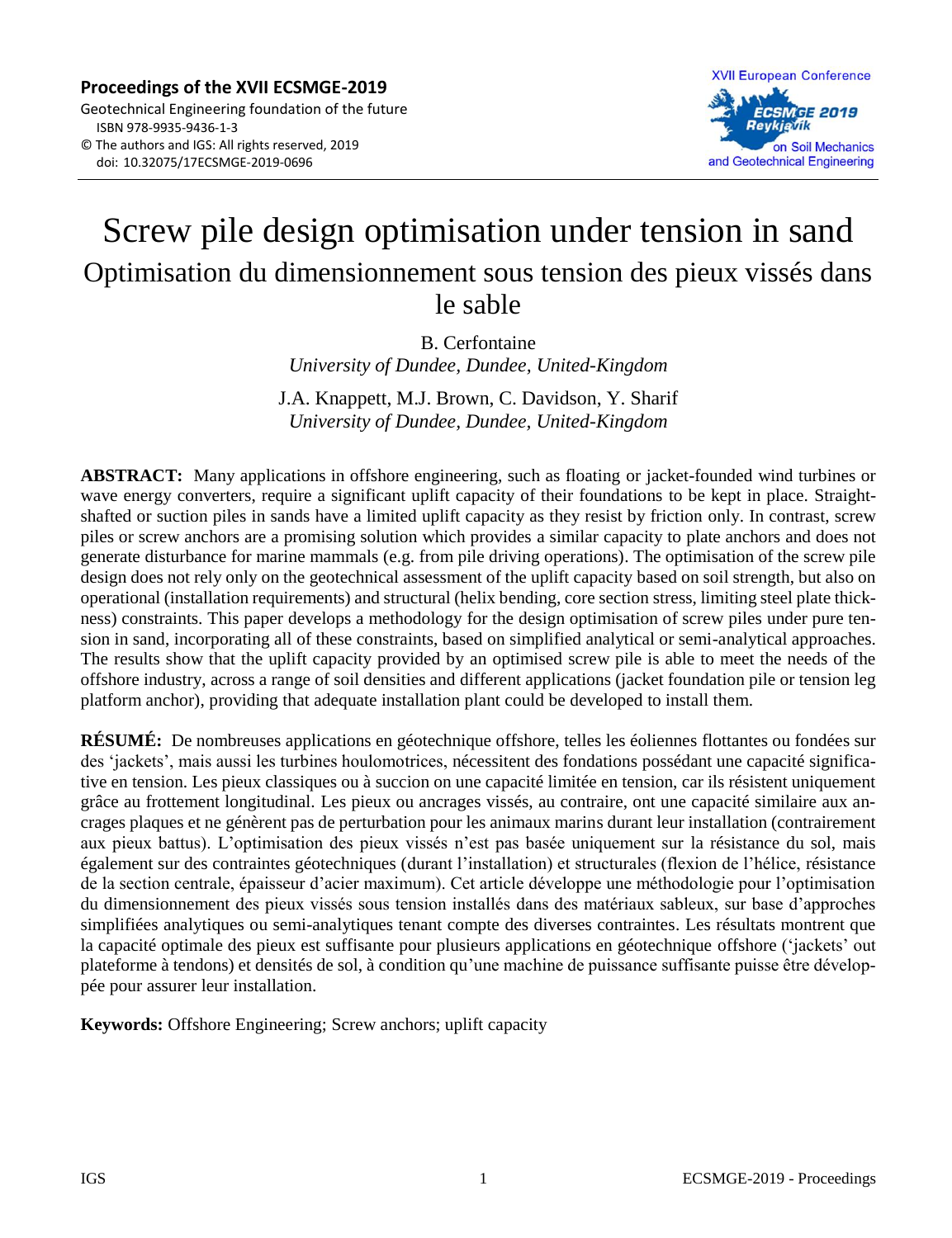**Proceedings of the XVII ECSMGE-2019**
Geotechnical Engineering foundation of the future
ISBN 978-9935-9436-1-3
© The authors and IGS: All rights reserved, 2019
doi: 10.32075/17ECSMGE-2019-0696

# Screw pile design optimisation under tension in sand

## Optimisation du dimensionnement sous tension des pieux vissés dans le sable

B. Cerfontaine
*University of Dundee, Dundee, United-Kingdom*

J.A. Knappett, M.J. Brown, C. Davidson, Y. Sharif
*University of Dundee, Dundee, United-Kingdom*

**ABSTRACT:** Many applications in offshore engineering, such as floating or jacket-founded wind turbines or wave energy converters, require a significant uplift capacity of their foundations to be kept in place. Straight-shafted or suction piles in sands have a limited uplift capacity as they resist by friction only. In contrast, screw piles or screw anchors are a promising solution which provides a similar capacity to plate anchors and does not generate disturbance for marine mammals (e.g. from pile driving operations). The optimisation of the screw pile design does not rely only on the geotechnical assessment of the uplift capacity based on soil strength, but also on operational (installation requirements) and structural (helix bending, core section stress, limiting steel plate thickness) constraints. This paper develops a methodology for the design optimisation of screw piles under pure tension in sand, incorporating all of these constraints, based on simplified analytical or semi-analytical approaches. The results show that the uplift capacity provided by an optimised screw pile is able to meet the needs of the offshore industry, across a range of soil densities and different applications (jacket foundation pile or tension leg platform anchor), providing that adequate installation plant could be developed to install them.

**RÉSUMÉ:** De nombreuses applications en géotechnique offshore, telles les éoliennes flottantes ou fondées sur des 'jackets', mais aussi les turbines houlomotrices, nécessitent des fondations possédant une capacité significative en tension. Les pieux classiques ou à succion on une capacité limitée en tension, car ils résistent uniquement grâce au frottement longitudinal. Les pieux ou ancrages vissés, au contraire, ont une capacité similaire aux ancrages plaques et ne génèrent pas de perturbation pour les animaux marins durant leur installation (contrairement aux pieux battus). L'optimisation des pieux vissés n'est pas basée uniquement sur la résistance du sol, mais également sur des contraintes géotechniques (durant l'installation) et structurales (flexion de l'hélice, résistance de la section centrale, épaisseur d'acier maximum). Cet article développe une méthodologie pour l'optimisation du dimensionnement des pieux vissés sous tension installés dans des matériaux sableux, sur base d'approches simplifiées analytiques ou semi-analytiques tenant compte des diverses contraintes. Les résultats montrent que la capacité optimale des pieux est suffisante pour plusieurs applications en géotechnique offshore ('jackets' out plateforme à tendons) et densités de sol, à condition qu'une machine de puissance suffisante puisse être développée pour assurer leur installation.

**Keywords:** Offshore Engineering; Screw anchors; uplift capacity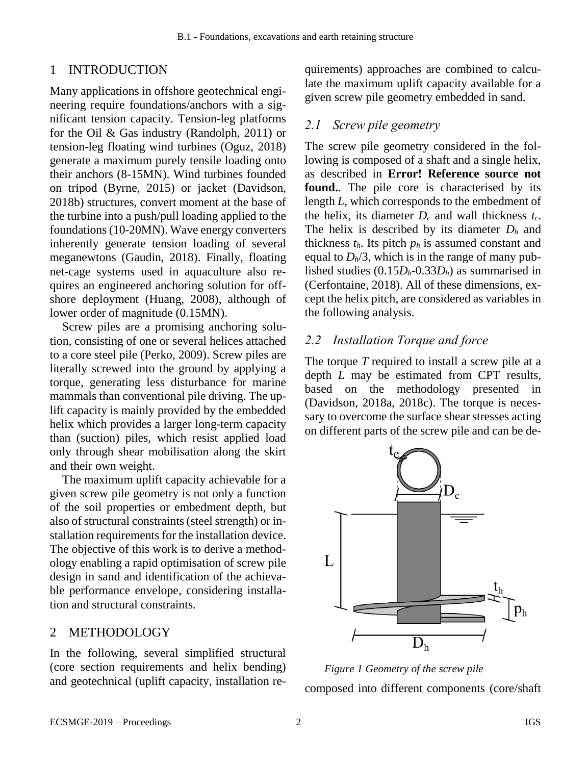## 1 INTRODUCTION

Many applications in offshore geotechnical engineering require foundations/anchors with a significant tension capacity. Tension-leg platforms for the Oil & Gas industry (Randolph, 2011) or tension-leg floating wind turbines (Oguz, 2018) generate a maximum purely tensile loading onto their anchors (8-15MN). Wind turbines founded on tripod (Byrne, 2015) or jacket (Davidson, 2018b) structures, convert moment at the base of the turbine into a push/pull loading applied to the foundations (10-20MN). Wave energy converters inherently generate tension loading of several meganewtons (Gaudin, 2018). Finally, floating net-cage systems used in aquaculture also requires an engineered anchoring solution for offshore deployment (Huang, 2008), although of lower order of magnitude (0.15MN).

Screw piles are a promising anchoring solution, consisting of one or several helices attached to a core steel pile (Perko, 2009). Screw piles are literally screwed into the ground by applying a torque, generating less disturbance for marine mammals than conventional pile driving. The uplift capacity is mainly provided by the embedded helix which provides a larger long-term capacity than (suction) piles, which resist applied load only through shear mobilisation along the skirt and their own weight.

The maximum uplift capacity achievable for a given screw pile geometry is not only a function of the soil properties or embedment depth, but also of structural constraints (steel strength) or installation requirements for the installation device. The objective of this work is to derive a methodology enabling a rapid optimisation of screw pile design in sand and identification of the achievable performance envelope, considering installation and structural constraints.

## 2 METHODOLOGY

In the following, several simplified structural (core section requirements and helix bending) and geotechnical (uplift capacity, installation requirements) approaches are combined to calculate the maximum uplift capacity available for a given screw pile geometry embedded in sand.

### 2.1 Screw pile geometry

The screw pile geometry considered in the following is composed of a shaft and a single helix, as described in **Error! Reference source not found.**. The pile core is characterised by its length $L$, which corresponds to the embedment of the helix, its diameter $D_c$ and wall thickness $t_c$. The helix is described by its diameter $D_h$ and thickness $t_h$. Its pitch $p_h$ is assumed constant and equal to $D_h/3$, which is in the range of many published studies ($0.15D_h$-$0.33D_h$) as summarised in (Cerfontaine, 2018). All of these dimensions, except the helix pitch, are considered as variables in the following analysis.

### 2.2 Installation Torque and force

The torque $T$ required to install a screw pile at a depth $L$ may be estimated from CPT results, based on the methodology presented in (Davidson, 2018a, 2018c). The torque is necessary to overcome the surface shear stresses acting on different parts of the screw pile and can be decomposed into different components (core/shaft

*Figure 1 Geometry of the screw pile*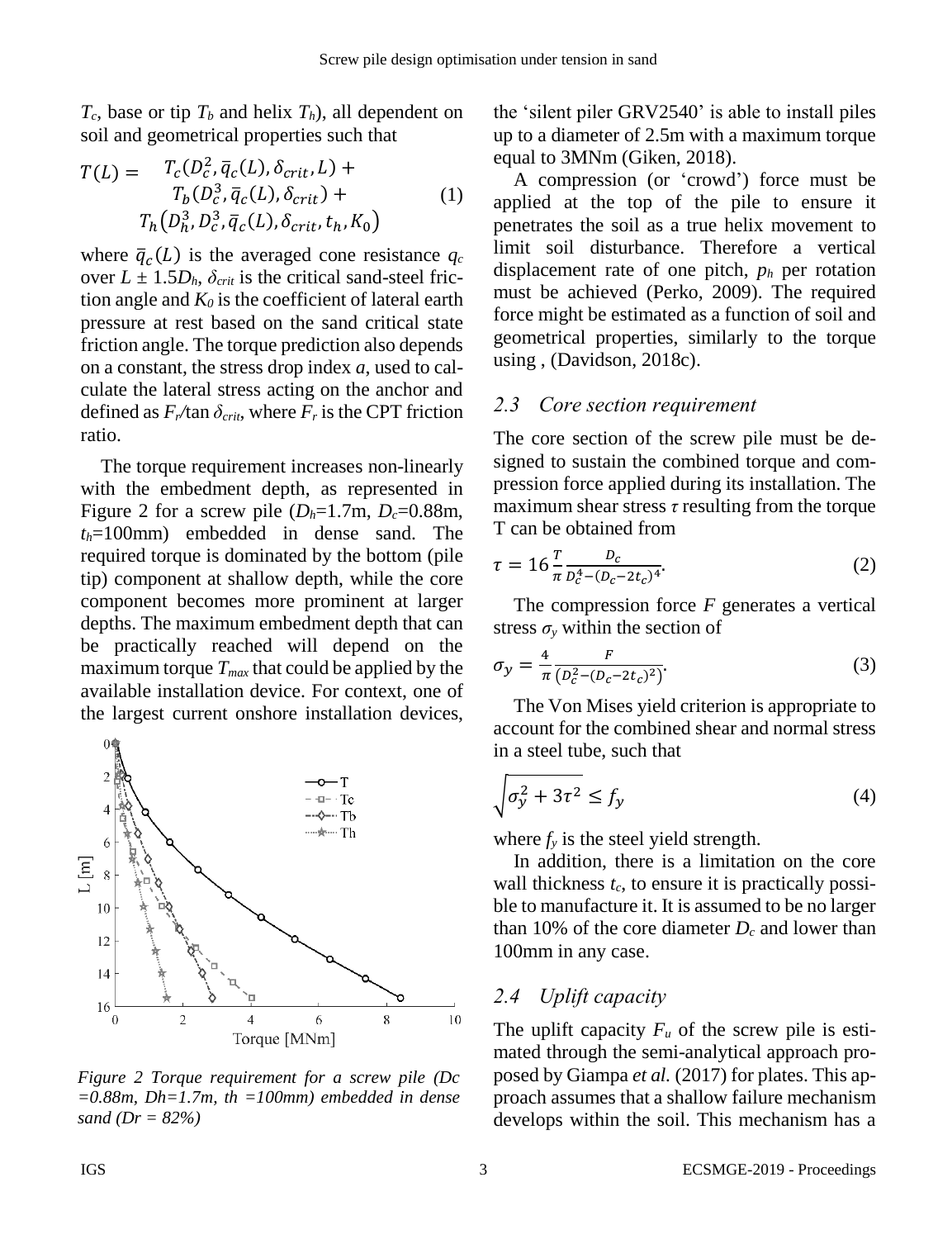$T_c$, base or tip $T_b$ and helix $T_h$), all dependent on soil and geometrical properties such that

$$T(L) = \begin{aligned} &T_c(D_c^2, \bar{q}_c(L), \delta_{crit}, L) + \\ &T_b(D_c^3, \bar{q}_c(L), \delta_{crit}) + \\ &T_h(D_h^3, D_c^3, \bar{q}_c(L), \delta_{crit}, t_h, K_0) \end{aligned} \tag{1}$$

where $\bar{q}_c(L)$ is the averaged cone resistance $q_c$ over $L \pm 1.5D_h$, $\delta_{crit}$ is the critical sand-steel friction angle and $K_0$ is the coefficient of lateral earth pressure at rest based on the sand critical state friction angle. The torque prediction also depends on a constant, the stress drop index $a$, used to calculate the lateral stress acting on the anchor and defined as $F_r/\tan \delta_{crit}$, where $F_r$ is the CPT friction ratio.

The torque requirement increases non-linearly with the embedment depth, as represented in Figure 2 for a screw pile ($D_h$=1.7m, $D_c$=0.88m, $t_h$=100mm) embedded in dense sand. The required torque is dominated by the bottom (pile tip) component at shallow depth, while the core component becomes more prominent at larger depths. The maximum embedment depth that can be practically reached will depend on the maximum torque $T_{max}$ that could be applied by the available installation device. For context, one of the largest current onshore installation devices, the 'silent piler GRV2540' is able to install piles up to a diameter of 2.5m with a maximum torque equal to 3MNm (Giken, 2018).

*Figure 2 Torque requirement for a screw pile (Dc =0.88m, Dh=1.7m, th =100mm) embedded in dense sand (Dr = 82%)*

A compression (or 'crowd') force must be applied at the top of the pile to ensure it penetrates the soil as a true helix movement to limit soil disturbance. Therefore a vertical displacement rate of one pitch, $p_h$ per rotation must be achieved (Perko, 2009). The required force might be estimated as a function of soil and geometrical properties, similarly to the torque using , (Davidson, 2018c).

## 2.3 Core section requirement

The core section of the screw pile must be designed to sustain the combined torque and compression force applied during its installation. The maximum shear stress $\tau$ resulting from the torque T can be obtained from

$$\tau = 16 \frac{T}{\pi} \frac{D_c}{D_c^4 - (D_c - 2t_c)^4}. \tag{2}$$

The compression force $F$ generates a vertical stress $\sigma_y$ within the section of

$$\sigma_y = \frac{4}{\pi} \frac{F}{\left(D_c^2 - (D_c - 2t_c)^2\right)}. \tag{3}$$

The Von Mises yield criterion is appropriate to account for the combined shear and normal stress in a steel tube, such that

$$\sqrt{\sigma_y^2 + 3\tau^2} \leq f_y \tag{4}$$

where $f_y$ is the steel yield strength.

In addition, there is a limitation on the core wall thickness $t_c$, to ensure it is practically possible to manufacture it. It is assumed to be no larger than 10% of the core diameter $D_c$ and lower than 100mm in any case.

## 2.4 Uplift capacity

The uplift capacity $F_u$ of the screw pile is estimated through the semi-analytical approach proposed by Giampa *et al.* (2017) for plates. This approach assumes that a shallow failure mechanism develops within the soil. This mechanism has a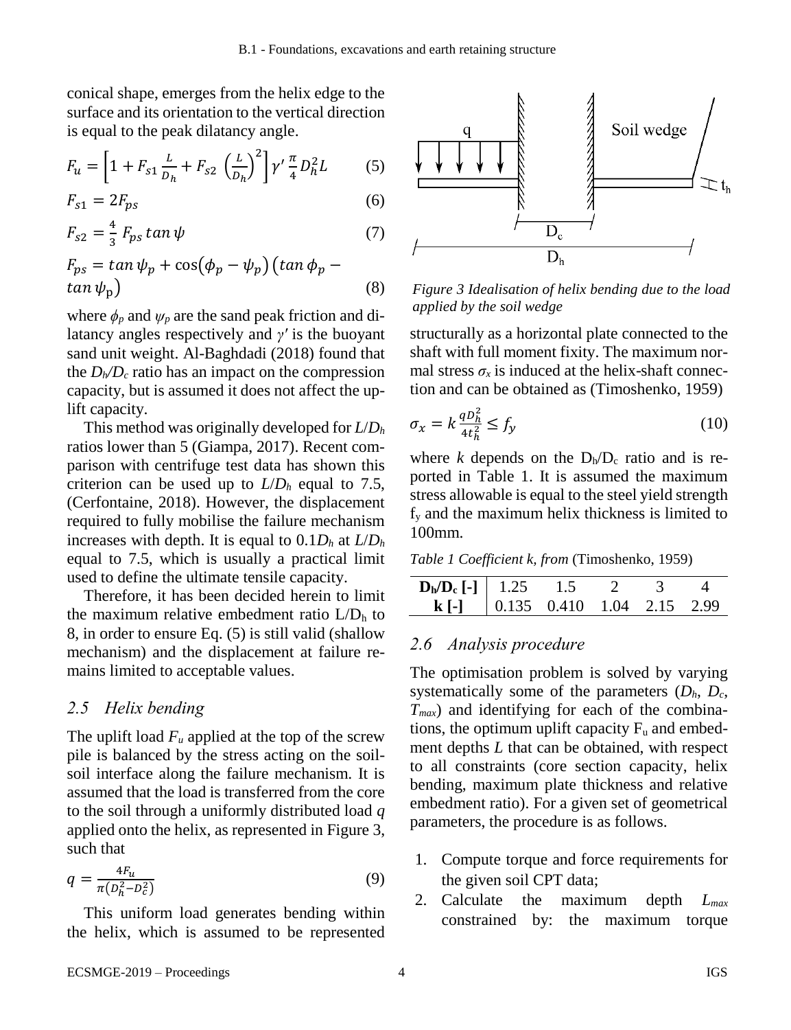conical shape, emerges from the helix edge to the surface and its orientation to the vertical direction is equal to the peak dilatancy angle.

$$F_u = \left[1 + F_{s1}\frac{L}{D_h} + F_{s2}\left(\frac{L}{D_h}\right)^2\right]\gamma'\frac{\pi}{4}D_h^2 L \quad (5)$$

$$F_{s1} = 2F_{ps} \quad (6)$$

$$F_{s2} = \frac{4}{3}F_{ps}\tan\psi \quad (7)$$

$$F_{ps} = \tan\psi_p + \cos(\phi_p - \psi_p)\left(\tan\phi_p - \tan\psi_p\right) \quad (8)$$

where $\phi_p$ and $\psi_p$ are the sand peak friction and dilatancy angles respectively and $\gamma'$ is the buoyant sand unit weight. Al-Baghdadi (2018) found that the $D_h/D_c$ ratio has an impact on the compression capacity, but is assumed it does not affect the uplift capacity.

This method was originally developed for $L/D_h$ ratios lower than 5 (Giampa, 2017). Recent comparison with centrifuge test data has shown this criterion can be used up to $L/D_h$ equal to 7.5, (Cerfontaine, 2018). However, the displacement required to fully mobilise the failure mechanism increases with depth. It is equal to $0.1D_h$ at $L/D_h$ equal to 7.5, which is usually a practical limit used to define the ultimate tensile capacity.

Therefore, it has been decided herein to limit the maximum relative embedment ratio $L/D_h$ to 8, in order to ensure Eq. (5) is still valid (shallow mechanism) and the displacement at failure remains limited to acceptable values.

## 2.5 Helix bending

The uplift load $F_u$ applied at the top of the screw pile is balanced by the stress acting on the soil-soil interface along the failure mechanism. It is assumed that the load is transferred from the core to the soil through a uniformly distributed load $q$ applied onto the helix, as represented in Figure 3, such that

$$q = \frac{4F_u}{\pi\left(D_h^2 - D_c^2\right)} \quad (9)$$

This uniform load generates bending within the helix, which is assumed to be represented

*Figure 3 Idealisation of helix bending due to the load applied by the soil wedge*

structurally as a horizontal plate connected to the shaft with full moment fixity. The maximum normal stress $\sigma_x$ is induced at the helix-shaft connection and can be obtained as (Timoshenko, 1959)

$$\sigma_x = k\frac{qD_h^2}{4t_h^2} \leq f_y \quad (10)$$

where $k$ depends on the $D_h/D_c$ ratio and is reported in Table 1. It is assumed the maximum stress allowable is equal to the steel yield strength $f_y$ and the maximum helix thickness is limited to 100mm.

*Table 1 Coefficient k, from* (Timoshenko, 1959)

| $D_h/D_c$ [-] | 1.25 | 1.5 | 2 | 3 | 4 |
|---|---|---|---|---|---|
| **k [-]** | 0.135 | 0.410 | 1.04 | 2.15 | 2.99 |

## 2.6 Analysis procedure

The optimisation problem is solved by varying systematically some of the parameters ($D_h$, $D_c$, $T_{max}$) and identifying for each of the combinations, the optimum uplift capacity $F_u$ and embedment depths $L$ that can be obtained, with respect to all constraints (core section capacity, helix bending, maximum plate thickness and relative embedment ratio). For a given set of geometrical parameters, the procedure is as follows.

1. Compute torque and force requirements for the given soil CPT data;
2. Calculate the maximum depth $L_{max}$ constrained by: the maximum torque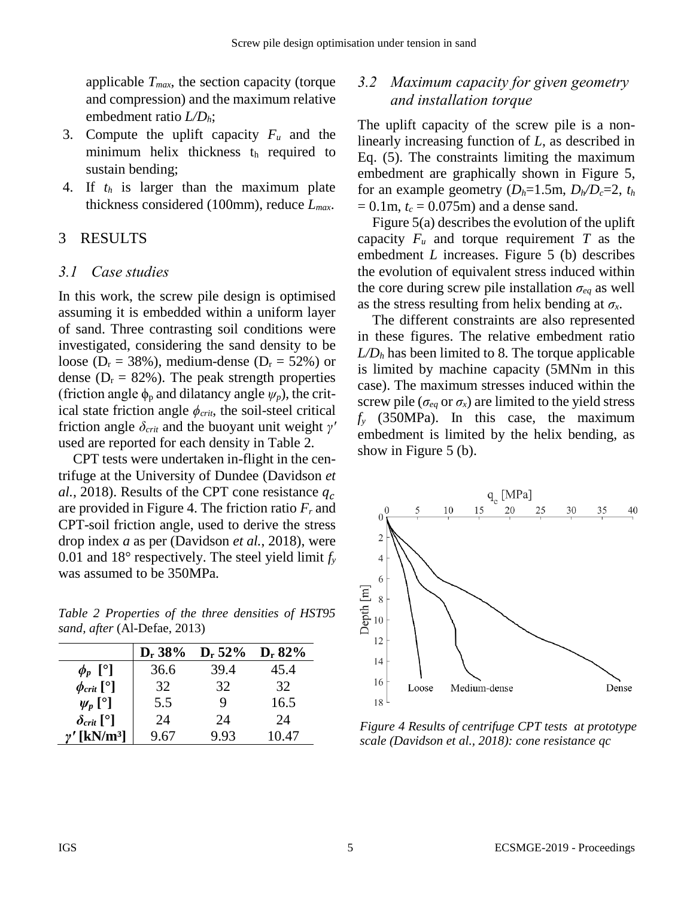applicable $T_{max}$, the section capacity (torque and compression) and the maximum relative embedment ratio $L/D_h$;

3. Compute the uplift capacity $F_u$ and the minimum helix thickness $t_h$ required to sustain bending;
4. If $t_h$ is larger than the maximum plate thickness considered (100mm), reduce $L_{max}$.

# 3 RESULTS

## 3.1 Case studies

In this work, the screw pile design is optimised assuming it is embedded within a uniform layer of sand. Three contrasting soil conditions were investigated, considering the sand density to be loose ($D_r$ = 38%), medium-dense ($D_r$ = 52%) or dense ($D_r$ = 82%). The peak strength properties (friction angle $\phi_p$ and dilatancy angle $\psi_p$), the critical state friction angle $\phi_{crit}$, the soil-steel critical friction angle $\delta_{crit}$ and the buoyant unit weight $\gamma'$ used are reported for each density in Table 2.

CPT tests were undertaken in-flight in the centrifuge at the University of Dundee (Davidson *et al.*, 2018). Results of the CPT cone resistance $q_c$ are provided in Figure 4. The friction ratio $F_r$ and CPT-soil friction angle, used to derive the stress drop index *a* as per (Davidson *et al.*, 2018), were 0.01 and 18° respectively. The steel yield limit $f_y$ was assumed to be 350MPa.

*Table 2 Properties of the three densities of HST95 sand, after* (Al-Defae, 2013)

| | $D_r$ 38% | $D_r$ 52% | $D_r$ 82% |
|---|---|---|---|
| $\phi_p$ [°] | 36.6 | 39.4 | 45.4 |
| $\phi_{crit}$ [°] | 32 | 32 | 32 |
| $\psi_p$ [°] | 5.5 | 9 | 16.5 |
| $\delta_{crit}$ [°] | 24 | 24 | 24 |
| $\gamma'$ [kN/m³] | 9.67 | 9.93 | 10.47 |

## 3.2 Maximum capacity for given geometry and installation torque

The uplift capacity of the screw pile is a non-linearly increasing function of *L*, as described in Eq. (5). The constraints limiting the maximum embedment are graphically shown in Figure 5, for an example geometry ($D_h$=1.5m, $D_h/D_c$=2, $t_h$ = 0.1m, $t_c$ = 0.075m) and a dense sand.

Figure 5(a) describes the evolution of the uplift capacity $F_u$ and torque requirement *T* as the embedment *L* increases. Figure 5 (b) describes the evolution of equivalent stress induced within the core during screw pile installation $\sigma_{eq}$ as well as the stress resulting from helix bending at $\sigma_x$.

The different constraints are also represented in these figures. The relative embedment ratio $L/D_h$ has been limited to 8. The torque applicable is limited by machine capacity (5MNm in this case). The maximum stresses induced within the screw pile ($\sigma_{eq}$ or $\sigma_x$) are limited to the yield stress $f_y$ (350MPa). In this case, the maximum embedment is limited by the helix bending, as show in Figure 5 (b).

*Figure 4 Results of centrifuge CPT tests at prototype scale (Davidson et al., 2018): cone resistance qc*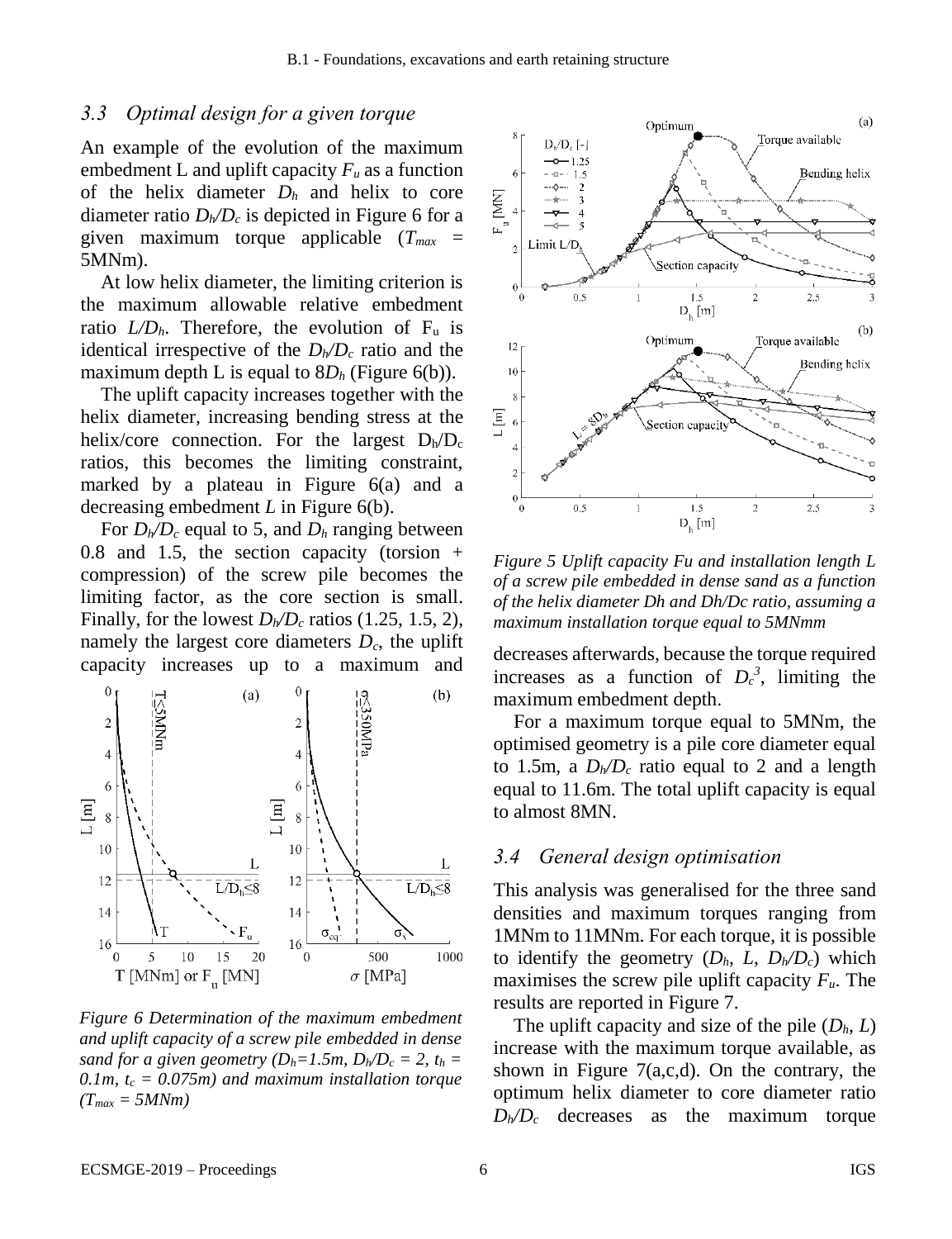### 3.3 Optimal design for a given torque

An example of the evolution of the maximum embedment L and uplift capacity $F_u$ as a function of the helix diameter $D_h$ and helix to core diameter ratio $D_h/D_c$ is depicted in Figure 6 for a given maximum torque applicable ($T_{max}$ = 5MNm).

At low helix diameter, the limiting criterion is the maximum allowable relative embedment ratio $L/D_h$. Therefore, the evolution of $F_u$ is identical irrespective of the $D_h/D_c$ ratio and the maximum depth L is equal to $8D_h$ (Figure 6(b)).

The uplift capacity increases together with the helix diameter, increasing bending stress at the helix/core connection. For the largest $D_h/D_c$ ratios, this becomes the limiting constraint, marked by a plateau in Figure 6(a) and a decreasing embedment $L$ in Figure 6(b).

For $D_h/D_c$ equal to 5, and $D_h$ ranging between 0.8 and 1.5, the section capacity (torsion + compression) of the screw pile becomes the limiting factor, as the core section is small. Finally, for the lowest $D_h/D_c$ ratios (1.25, 1.5, 2), namely the largest core diameters $D_c$, the uplift capacity increases up to a maximum and decreases afterwards, because the torque required increases as a function of $D_c^3$, limiting the maximum embedment depth.

*Figure 6 Determination of the maximum embedment and uplift capacity of a screw pile embedded in dense sand for a given geometry ($D_h$=1.5m, $D_h/D_c$ = 2, $t_h$ = 0.1m, $t_c$ = 0.075m) and maximum installation torque ($T_{max}$ = 5MNm)*

*Figure 5 Uplift capacity Fu and installation length L of a screw pile embedded in dense sand as a function of the helix diameter Dh and Dh/Dc ratio, assuming a maximum installation torque equal to 5MNmm*

For a maximum torque equal to 5MNm, the optimised geometry is a pile core diameter equal to 1.5m, a $D_h/D_c$ ratio equal to 2 and a length equal to 11.6m. The total uplift capacity is equal to almost 8MN.

### 3.4 General design optimisation

This analysis was generalised for the three sand densities and maximum torques ranging from 1MNm to 11MNm. For each torque, it is possible to identify the geometry ($D_h$, $L$, $D_h/D_c$) which maximises the screw pile uplift capacity $F_u$. The results are reported in Figure 7.

The uplift capacity and size of the pile ($D_h$, $L$) increase with the maximum torque available, as shown in Figure 7(a,c,d). On the contrary, the optimum helix diameter to core diameter ratio $D_h/D_c$ decreases as the maximum torque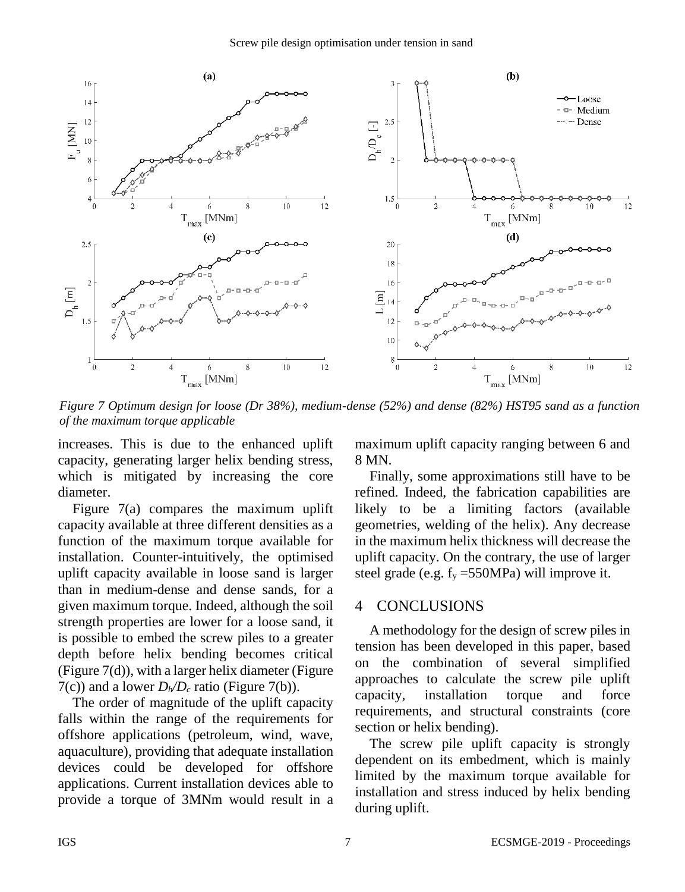Figure 7 Optimum design for loose (Dr 38%), medium-dense (52%) and dense (82%) HST95 sand as a function of the maximum torque applicable

increases. This is due to the enhanced uplift capacity, generating larger helix bending stress, which is mitigated by increasing the core diameter.

Figure 7(a) compares the maximum uplift capacity available at three different densities as a function of the maximum torque available for installation. Counter-intuitively, the optimised uplift capacity available in loose sand is larger than in medium-dense and dense sands, for a given maximum torque. Indeed, although the soil strength properties are lower for a loose sand, it is possible to embed the screw piles to a greater depth before helix bending becomes critical (Figure 7(d)), with a larger helix diameter (Figure 7(c)) and a lower $D_h/D_c$ ratio (Figure 7(b)).

The order of magnitude of the uplift capacity falls within the range of the requirements for offshore applications (petroleum, wind, wave, aquaculture), providing that adequate installation devices could be developed for offshore applications. Current installation devices able to provide a torque of 3MNm would result in a maximum uplift capacity ranging between 6 and 8 MN.

Finally, some approximations still have to be refined. Indeed, the fabrication capabilities are likely to be a limiting factors (available geometries, welding of the helix). Any decrease in the maximum helix thickness will decrease the uplift capacity. On the contrary, the use of larger steel grade (e.g. $f_y$ =550MPa) will improve it.

## 4 CONCLUSIONS

A methodology for the design of screw piles in tension has been developed in this paper, based on the combination of several simplified approaches to calculate the screw pile uplift capacity, installation torque and force requirements, and structural constraints (core section or helix bending).

The screw pile uplift capacity is strongly dependent on its embedment, which is mainly limited by the maximum torque available for installation and stress induced by helix bending during uplift.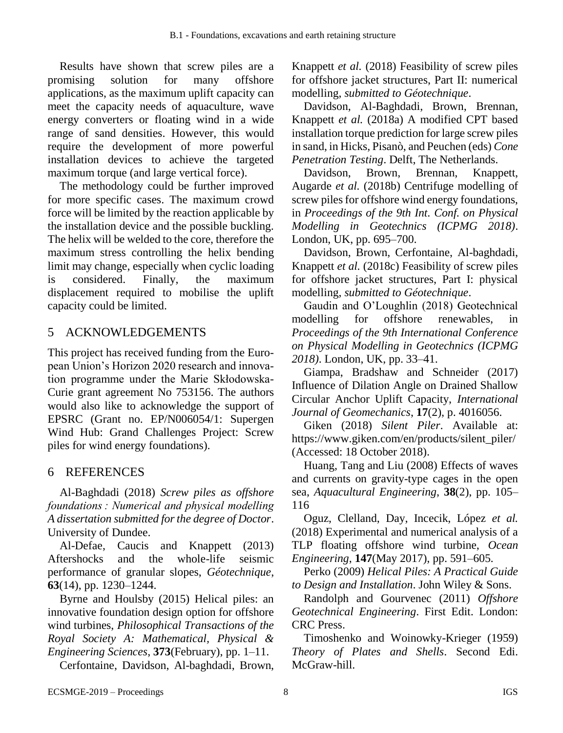Results have shown that screw piles are a promising solution for many offshore applications, as the maximum uplift capacity can meet the capacity needs of aquaculture, wave energy converters or floating wind in a wide range of sand densities. However, this would require the development of more powerful installation devices to achieve the targeted maximum torque (and large vertical force).

The methodology could be further improved for more specific cases. The maximum crowd force will be limited by the reaction applicable by the installation device and the possible buckling. The helix will be welded to the core, therefore the maximum stress controlling the helix bending limit may change, especially when cyclic loading is considered. Finally, the maximum displacement required to mobilise the uplift capacity could be limited.

## 5 ACKNOWLEDGEMENTS

This project has received funding from the European Union's Horizon 2020 research and innovation programme under the Marie Skłodowska-Curie grant agreement No 753156. The authors would also like to acknowledge the support of EPSRC (Grant no. EP/N006054/1: Supergen Wind Hub: Grand Challenges Project: Screw piles for wind energy foundations).

## 6 REFERENCES

Al-Baghdadi (2018) *Screw piles as offshore foundations : Numerical and physical modelling A dissertation submitted for the degree of Doctor*. University of Dundee.

Al-Defae, Caucis and Knappett (2013) Aftershocks and the whole-life seismic performance of granular slopes, *Géotechnique*, **63**(14), pp. 1230–1244.

Byrne and Houlsby (2015) Helical piles: an innovative foundation design option for offshore wind turbines, *Philosophical Transactions of the Royal Society A: Mathematical, Physical & Engineering Sciences*, **373**(February), pp. 1–11.

Cerfontaine, Davidson, Al-baghdadi, Brown, Knappett *et al.* (2018) Feasibility of screw piles for offshore jacket structures, Part II: numerical modelling, *submitted to Géotechnique*.

Davidson, Al-Baghdadi, Brown, Brennan, Knappett *et al.* (2018a) A modified CPT based installation torque prediction for large screw piles in sand, in Hicks, Pisanò, and Peuchen (eds) *Cone Penetration Testing*. Delft, The Netherlands.

Davidson, Brown, Brennan, Knappett, Augarde *et al.* (2018b) Centrifuge modelling of screw piles for offshore wind energy foundations, in *Proceedings of the 9th Int. Conf. on Physical Modelling in Geotechnics (ICPMG 2018)*. London, UK, pp. 695–700.

Davidson, Brown, Cerfontaine, Al-baghdadi, Knappett *et al.* (2018c) Feasibility of screw piles for offshore jacket structures, Part I: physical modelling, *submitted to Géotechnique*.

Gaudin and O'Loughlin (2018) Geotechnical modelling for offshore renewables, in *Proceedings of the 9th International Conference on Physical Modelling in Geotechnics (ICPMG 2018)*. London, UK, pp. 33–41.

Giampa, Bradshaw and Schneider (2017) Influence of Dilation Angle on Drained Shallow Circular Anchor Uplift Capacity, *International Journal of Geomechanics*, **17**(2), p. 4016056.

Giken (2018) *Silent Piler*. Available at: https://www.giken.com/en/products/silent_piler/ (Accessed: 18 October 2018).

Huang, Tang and Liu (2008) Effects of waves and currents on gravity-type cages in the open sea, *Aquacultural Engineering*, **38**(2), pp. 105–116

Oguz, Clelland, Day, Incecik, López *et al.* (2018) Experimental and numerical analysis of a TLP floating offshore wind turbine, *Ocean Engineering*, **147**(May 2017), pp. 591–605.

Perko (2009) *Helical Piles: A Practical Guide to Design and Installation*. John Wiley & Sons.

Randolph and Gourvenec (2011) *Offshore Geotechnical Engineering*. First Edit. London: CRC Press.

Timoshenko and Woinowky-Krieger (1959) *Theory of Plates and Shells*. Second Edi. McGraw-hill.